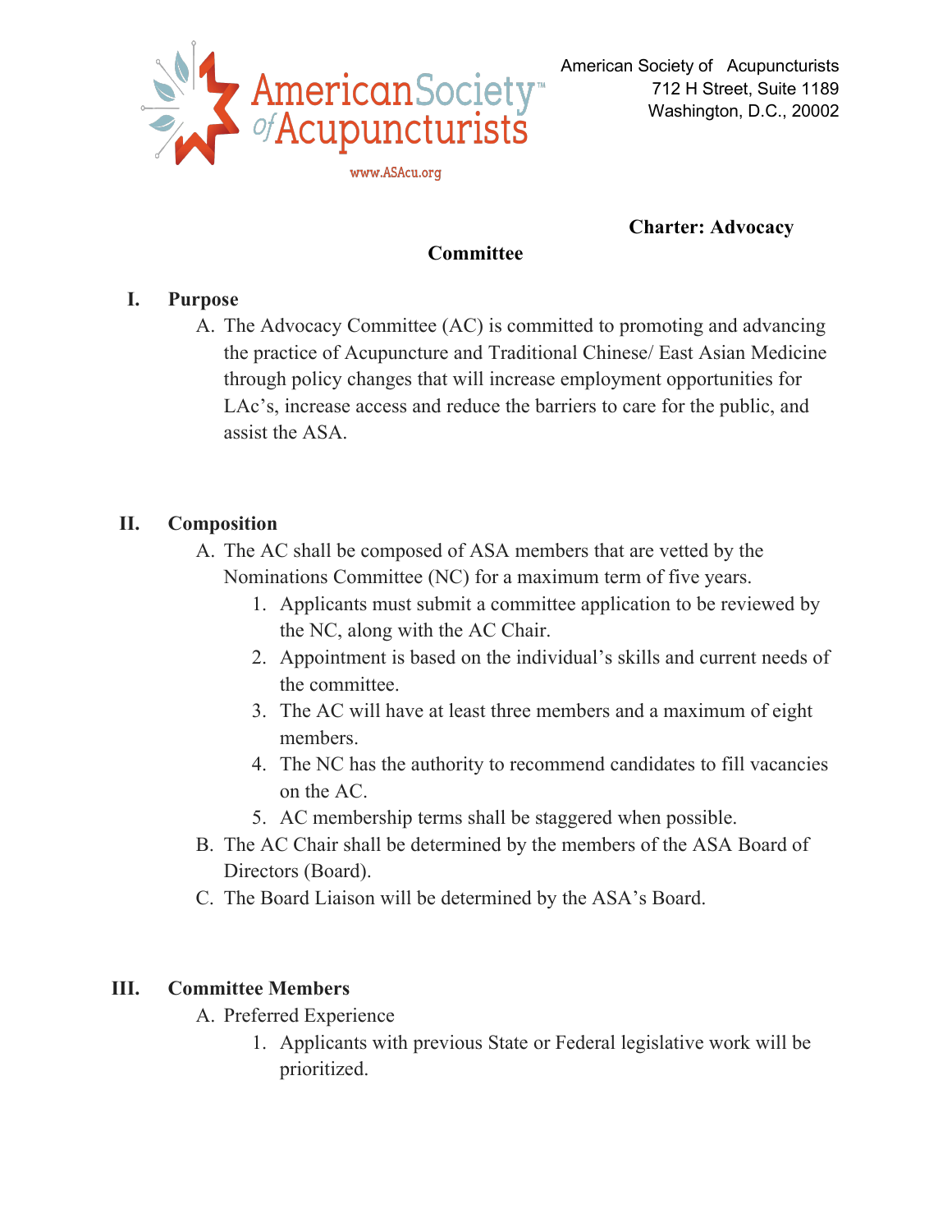American Society of Acupuncturists
712 H Street, Suite 1189
Washington, D.C., 20002

# Charter: Advocacy Committee

## I. Purpose

A. The Advocacy Committee (AC) is committed to promoting and advancing the practice of Acupuncture and Traditional Chinese/ East Asian Medicine through policy changes that will increase employment opportunities for LAc's, increase access and reduce the barriers to care for the public, and assist the ASA.

## II. Composition

A. The AC shall be composed of ASA members that are vetted by the Nominations Committee (NC) for a maximum term of five years.
   1. Applicants must submit a committee application to be reviewed by the NC, along with the AC Chair.
   2. Appointment is based on the individual's skills and current needs of the committee.
   3. The AC will have at least three members and a maximum of eight members.
   4. The NC has the authority to recommend candidates to fill vacancies on the AC.
   5. AC membership terms shall be staggered when possible.

B. The AC Chair shall be determined by the members of the ASA Board of Directors (Board).

C. The Board Liaison will be determined by the ASA's Board.

## III. Committee Members

A. Preferred Experience
   1. Applicants with previous State or Federal legislative work will be prioritized.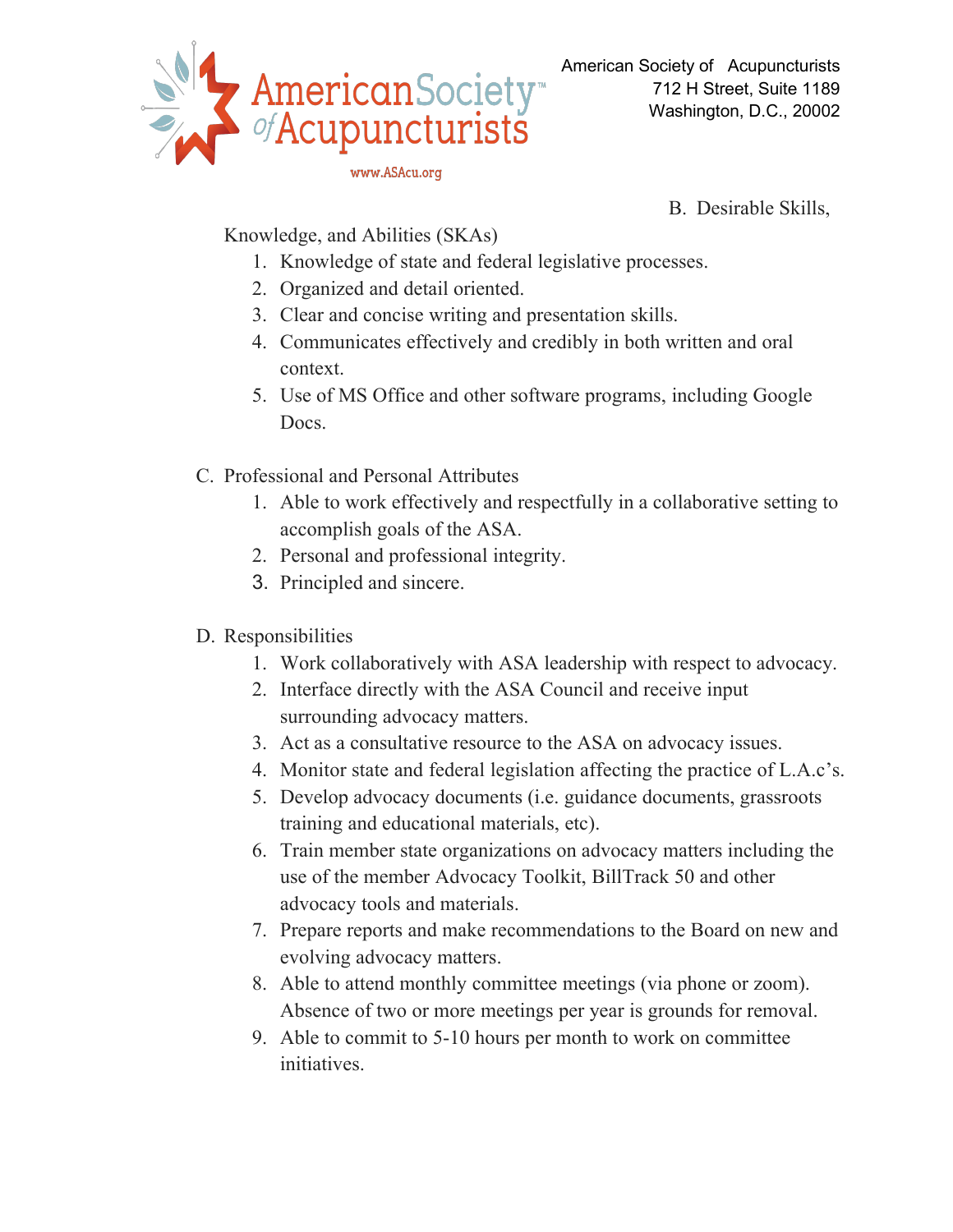B. Desirable Skills, Knowledge, and Abilities (SKAs)

1. Knowledge of state and federal legislative processes.
2. Organized and detail oriented.
3. Clear and concise writing and presentation skills.
4. Communicates effectively and credibly in both written and oral context.
5. Use of MS Office and other software programs, including Google Docs.

C. Professional and Personal Attributes

1. Able to work effectively and respectfully in a collaborative setting to accomplish goals of the ASA.
2. Personal and professional integrity.
3. Principled and sincere.

D. Responsibilities

1. Work collaboratively with ASA leadership with respect to advocacy.
2. Interface directly with the ASA Council and receive input surrounding advocacy matters.
3. Act as a consultative resource to the ASA on advocacy issues.
4. Monitor state and federal legislation affecting the practice of L.A.c's.
5. Develop advocacy documents (i.e. guidance documents, grassroots training and educational materials, etc).
6. Train member state organizations on advocacy matters including the use of the member Advocacy Toolkit, BillTrack 50 and other advocacy tools and materials.
7. Prepare reports and make recommendations to the Board on new and evolving advocacy matters.
8. Able to attend monthly committee meetings (via phone or zoom). Absence of two or more meetings per year is grounds for removal.
9. Able to commit to 5-10 hours per month to work on committee initiatives.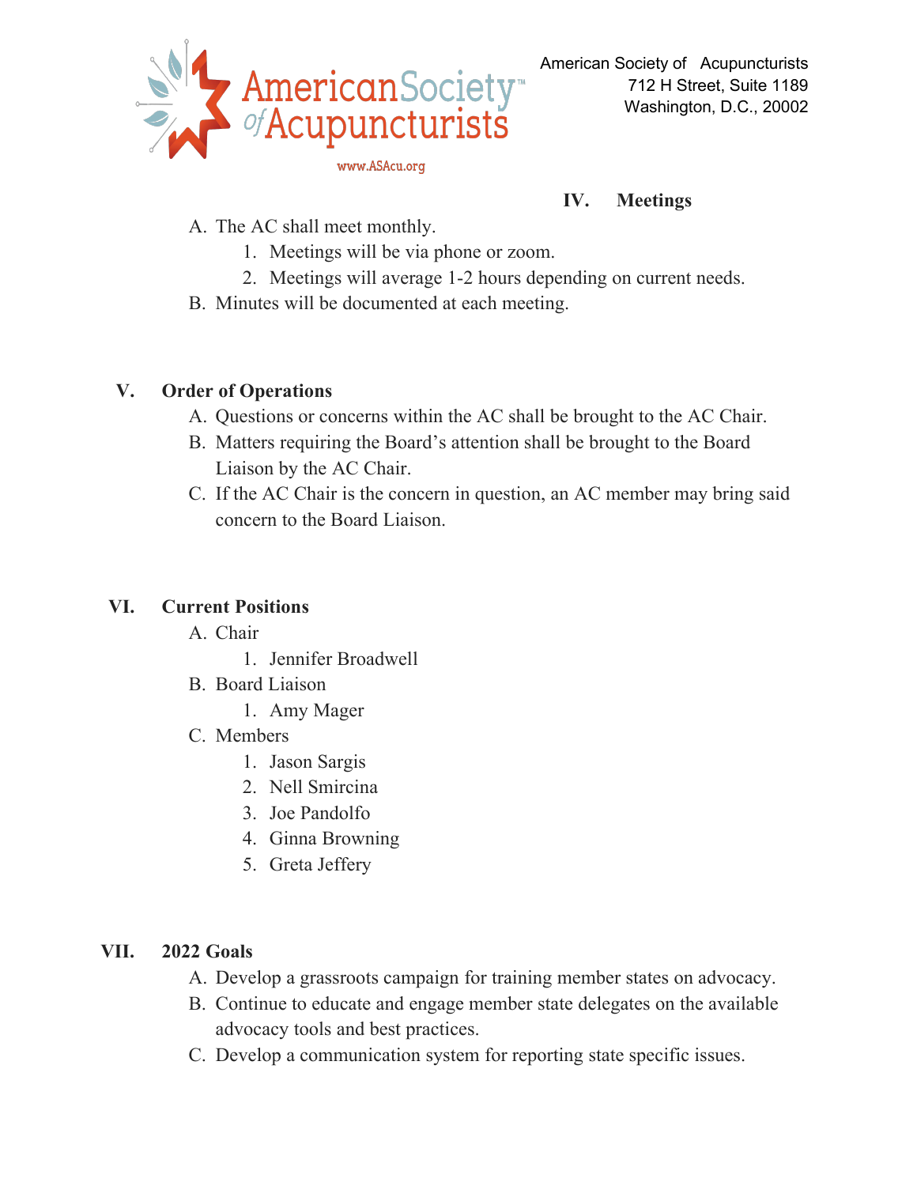American Society of Acupuncturists
712 H Street, Suite 1189
Washington, D.C., 20002

## IV. Meetings

A. The AC shall meet monthly.
   1. Meetings will be via phone or zoom.
   2. Meetings will average 1-2 hours depending on current needs.

B. Minutes will be documented at each meeting.

## V. Order of Operations

A. Questions or concerns within the AC shall be brought to the AC Chair.

B. Matters requiring the Board's attention shall be brought to the Board Liaison by the AC Chair.

C. If the AC Chair is the concern in question, an AC member may bring said concern to the Board Liaison.

## VI. Current Positions

A. Chair
   1. Jennifer Broadwell

B. Board Liaison
   1. Amy Mager

C. Members
   1. Jason Sargis
   2. Nell Smircina
   3. Joe Pandolfo
   4. Ginna Browning
   5. Greta Jeffery

## VII. 2022 Goals

A. Develop a grassroots campaign for training member states on advocacy.

B. Continue to educate and engage member state delegates on the available advocacy tools and best practices.

C. Develop a communication system for reporting state specific issues.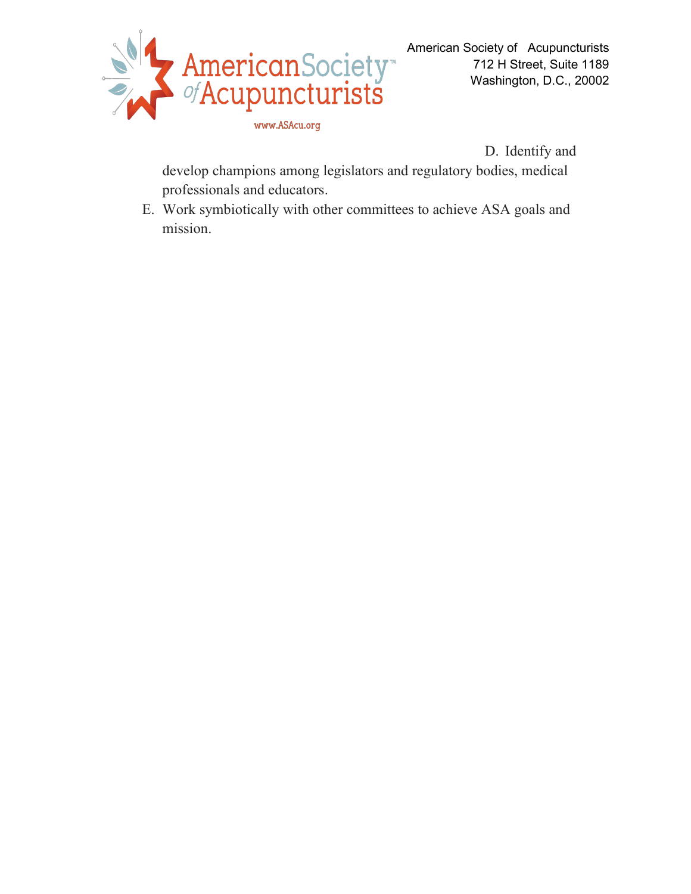D. Identify and develop champions among legislators and regulatory bodies, medical professionals and educators.

E. Work symbiotically with other committees to achieve ASA goals and mission.